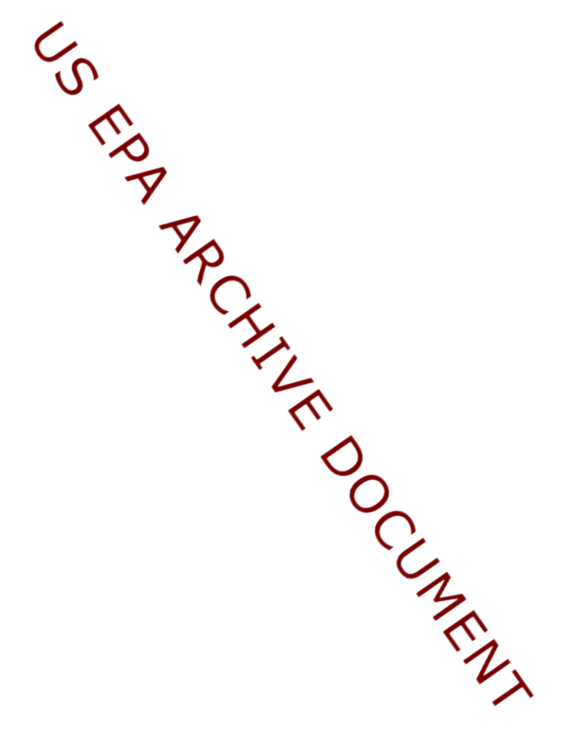US EPA ARCHIVE DOCUMENT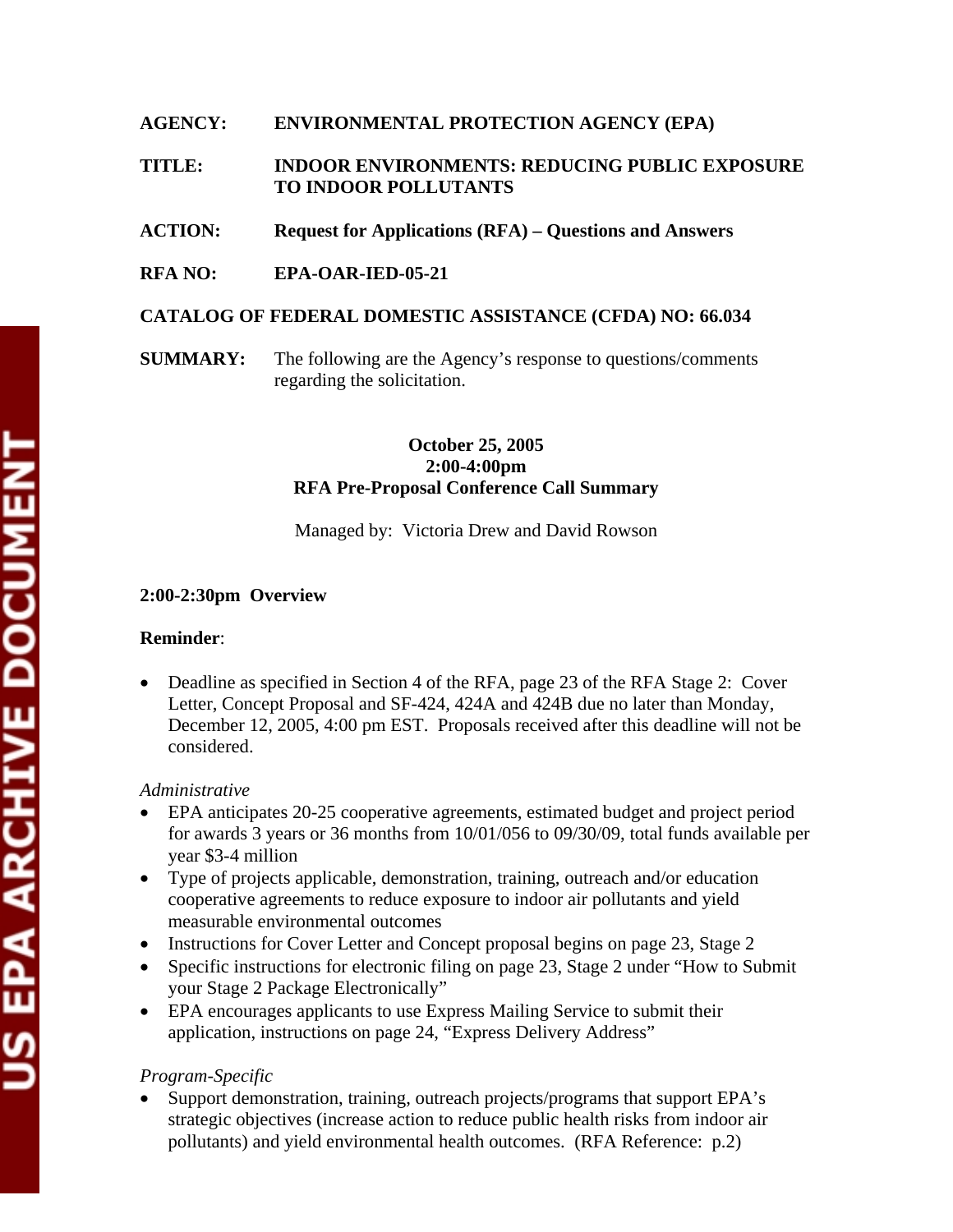**AGENCY:** **ENVIRONMENTAL PROTECTION AGENCY (EPA)**

**TITLE:** **INDOOR ENVIRONMENTS: REDUCING PUBLIC EXPOSURE TO INDOOR POLLUTANTS**

**ACTION:** **Request for Applications (RFA) – Questions and Answers**

**RFA NO:** **EPA-OAR-IED-05-21**

**CATALOG OF FEDERAL DOMESTIC ASSISTANCE (CFDA) NO: 66.034**

**SUMMARY:** The following are the Agency's response to questions/comments regarding the solicitation.

**October 25, 2005**
**2:00-4:00pm**
**RFA Pre-Proposal Conference Call Summary**

Managed by: Victoria Drew and David Rowson

**2:00-2:30pm Overview**

**Reminder**:

- Deadline as specified in Section 4 of the RFA, page 23 of the RFA Stage 2: Cover Letter, Concept Proposal and SF-424, 424A and 424B due no later than Monday, December 12, 2005, 4:00 pm EST. Proposals received after this deadline will not be considered.

*Administrative*

- EPA anticipates 20-25 cooperative agreements, estimated budget and project period for awards 3 years or 36 months from 10/01/056 to 09/30/09, total funds available per year $3-4 million
- Type of projects applicable, demonstration, training, outreach and/or education cooperative agreements to reduce exposure to indoor air pollutants and yield measurable environmental outcomes
- Instructions for Cover Letter and Concept proposal begins on page 23, Stage 2
- Specific instructions for electronic filing on page 23, Stage 2 under "How to Submit your Stage 2 Package Electronically"
- EPA encourages applicants to use Express Mailing Service to submit their application, instructions on page 24, "Express Delivery Address"

*Program-Specific*

- Support demonstration, training, outreach projects/programs that support EPA's strategic objectives (increase action to reduce public health risks from indoor air pollutants) and yield environmental health outcomes. (RFA Reference: p.2)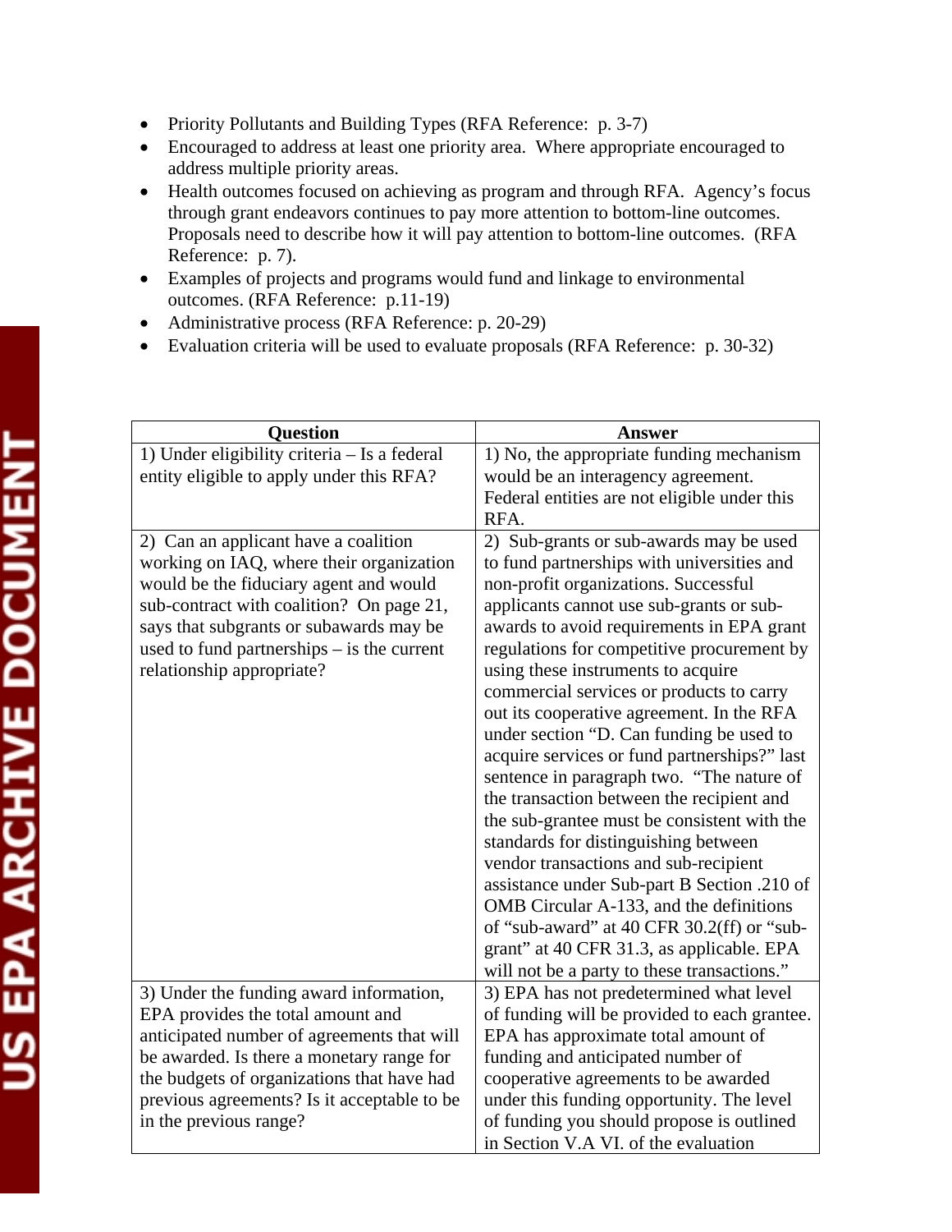- Priority Pollutants and Building Types (RFA Reference: p. 3-7)
- Encouraged to address at least one priority area. Where appropriate encouraged to address multiple priority areas.
- Health outcomes focused on achieving as program and through RFA. Agency's focus through grant endeavors continues to pay more attention to bottom-line outcomes. Proposals need to describe how it will pay attention to bottom-line outcomes. (RFA Reference: p. 7).
- Examples of projects and programs would fund and linkage to environmental outcomes. (RFA Reference: p.11-19)
- Administrative process (RFA Reference: p. 20-29)
- Evaluation criteria will be used to evaluate proposals (RFA Reference: p. 30-32)

| Question | Answer |
|---|---|
| 1) Under eligibility criteria – Is a federal entity eligible to apply under this RFA? | 1) No, the appropriate funding mechanism would be an interagency agreement. Federal entities are not eligible under this RFA. |
| 2) Can an applicant have a coalition working on IAQ, where their organization would be the fiduciary agent and would sub-contract with coalition? On page 21, says that subgrants or subawards may be used to fund partnerships – is the current relationship appropriate? | 2) Sub-grants or sub-awards may be used to fund partnerships with universities and non-profit organizations. Successful applicants cannot use sub-grants or sub-awards to avoid requirements in EPA grant regulations for competitive procurement by using these instruments to acquire commercial services or products to carry out its cooperative agreement. In the RFA under section "D. Can funding be used to acquire services or fund partnerships?" last sentence in paragraph two. "The nature of the transaction between the recipient and the sub-grantee must be consistent with the standards for distinguishing between vendor transactions and sub-recipient assistance under Sub-part B Section .210 of OMB Circular A-133, and the definitions of "sub-award" at 40 CFR 30.2(ff) or "sub-grant" at 40 CFR 31.3, as applicable. EPA will not be a party to these transactions." |
| 3) Under the funding award information, EPA provides the total amount and anticipated number of agreements that will be awarded. Is there a monetary range for the budgets of organizations that have had previous agreements? Is it acceptable to be in the previous range? | 3) EPA has not predetermined what level of funding will be provided to each grantee. EPA has approximate total amount of funding and anticipated number of cooperative agreements to be awarded under this funding opportunity. The level of funding you should propose is outlined in Section V.A VI. of the evaluation |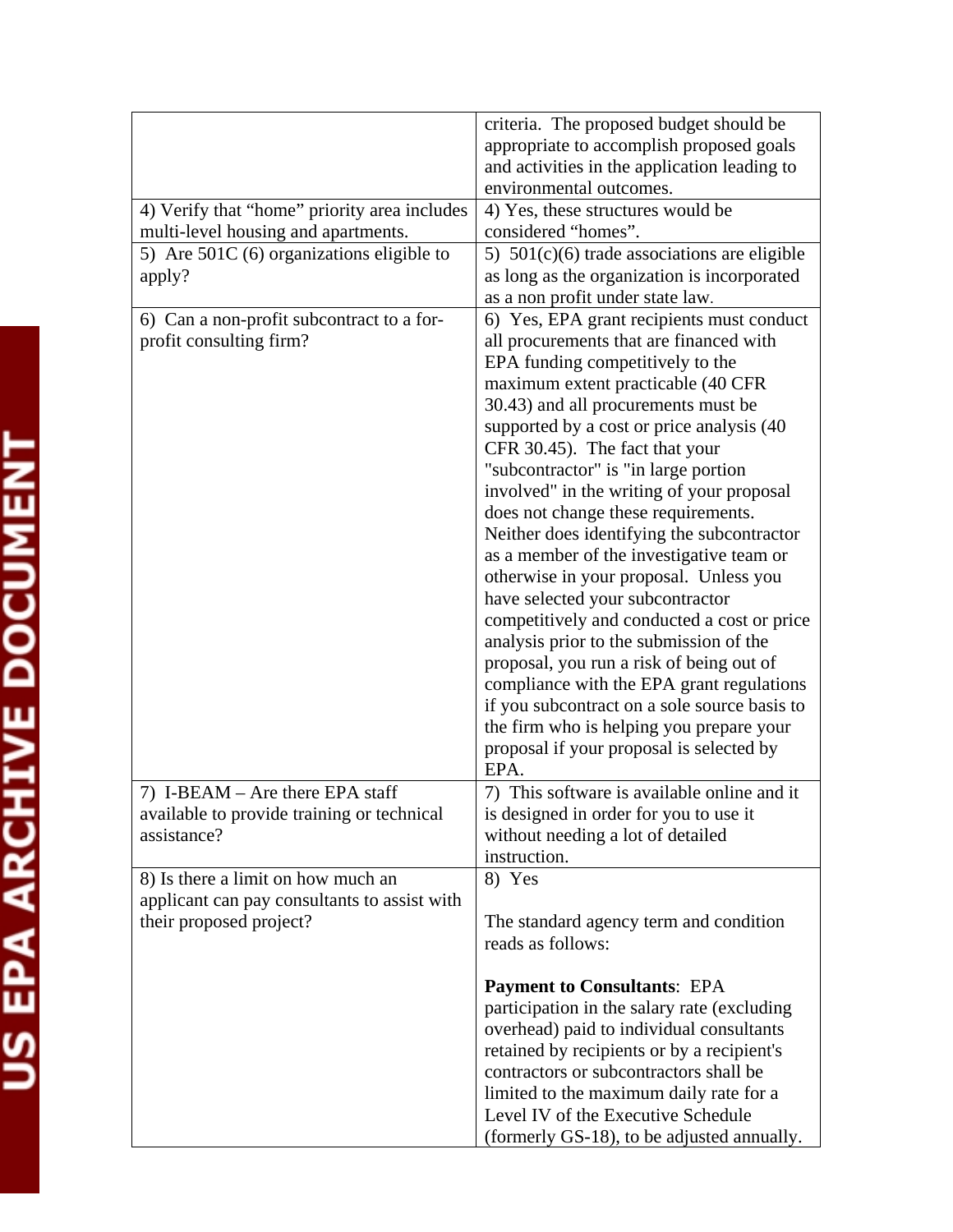| | |
|---|---|
| | criteria. The proposed budget should be appropriate to accomplish proposed goals and activities in the application leading to environmental outcomes. |
| 4) Verify that "home" priority area includes multi-level housing and apartments. | 4) Yes, these structures would be considered "homes". |
| 5) Are 501C (6) organizations eligible to apply? | 5) 501(c)(6) trade associations are eligible as long as the organization is incorporated as a non profit under state law. |
| 6) Can a non-profit subcontract to a for-profit consulting firm? | 6) Yes, EPA grant recipients must conduct all procurements that are financed with EPA funding competitively to the maximum extent practicable (40 CFR 30.43) and all procurements must be supported by a cost or price analysis (40 CFR 30.45). The fact that your "subcontractor" is "in large portion involved" in the writing of your proposal does not change these requirements. Neither does identifying the subcontractor as a member of the investigative team or otherwise in your proposal. Unless you have selected your subcontractor competitively and conducted a cost or price analysis prior to the submission of the proposal, you run a risk of being out of compliance with the EPA grant regulations if you subcontract on a sole source basis to the firm who is helping you prepare your proposal if your proposal is selected by EPA. |
| 7) I-BEAM – Are there EPA staff available to provide training or technical assistance? | 7) This software is available online and it is designed in order for you to use it without needing a lot of detailed instruction. |
| 8) Is there a limit on how much an applicant can pay consultants to assist with their proposed project? | 8) Yes<br><br>The standard agency term and condition reads as follows:<br><br>**Payment to Consultants**: EPA participation in the salary rate (excluding overhead) paid to individual consultants retained by recipients or by a recipient's contractors or subcontractors shall be limited to the maximum daily rate for a Level IV of the Executive Schedule (formerly GS-18), to be adjusted annually. |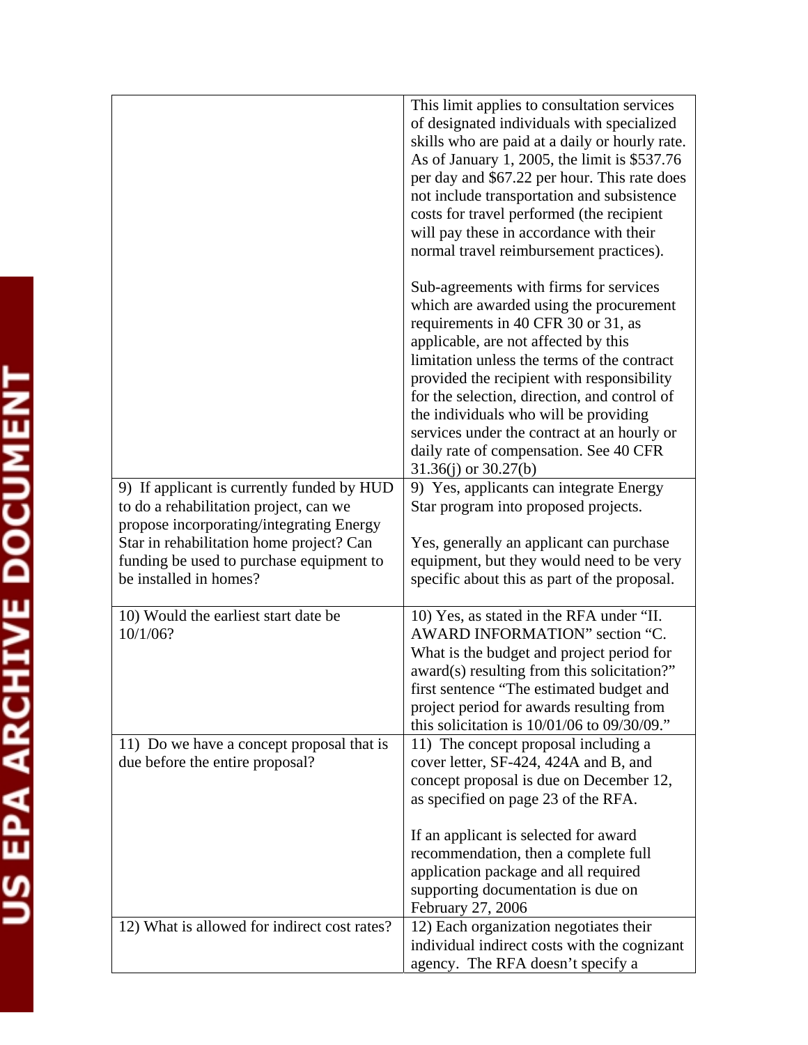| | |
|---|---|
| | This limit applies to consultation services of designated individuals with specialized skills who are paid at a daily or hourly rate. As of January 1, 2005, the limit is $537.76 per day and $67.22 per hour. This rate does not include transportation and subsistence costs for travel performed (the recipient will pay these in accordance with their normal travel reimbursement practices).<br><br>Sub-agreements with firms for services which are awarded using the procurement requirements in 40 CFR 30 or 31, as applicable, are not affected by this limitation unless the terms of the contract provided the recipient with responsibility for the selection, direction, and control of the individuals who will be providing services under the contract at an hourly or daily rate of compensation. See 40 CFR 31.36(j) or 30.27(b) |
| 9) If applicant is currently funded by HUD to do a rehabilitation project, can we propose incorporating/integrating Energy Star in rehabilitation home project? Can funding be used to purchase equipment to be installed in homes? | 9) Yes, applicants can integrate Energy Star program into proposed projects.<br><br>Yes, generally an applicant can purchase equipment, but they would need to be very specific about this as part of the proposal. |
| 10) Would the earliest start date be 10/1/06? | 10) Yes, as stated in the RFA under "II. AWARD INFORMATION" section "C. What is the budget and project period for award(s) resulting from this solicitation?" first sentence "The estimated budget and project period for awards resulting from this solicitation is 10/01/06 to 09/30/09." |
| 11) Do we have a concept proposal that is due before the entire proposal? | 11) The concept proposal including a cover letter, SF-424, 424A and B, and concept proposal is due on December 12, as specified on page 23 of the RFA.<br><br>If an applicant is selected for award recommendation, then a complete full application package and all required supporting documentation is due on February 27, 2006 |
| 12) What is allowed for indirect cost rates? | 12) Each organization negotiates their individual indirect costs with the cognizant agency. The RFA doesn't specify a |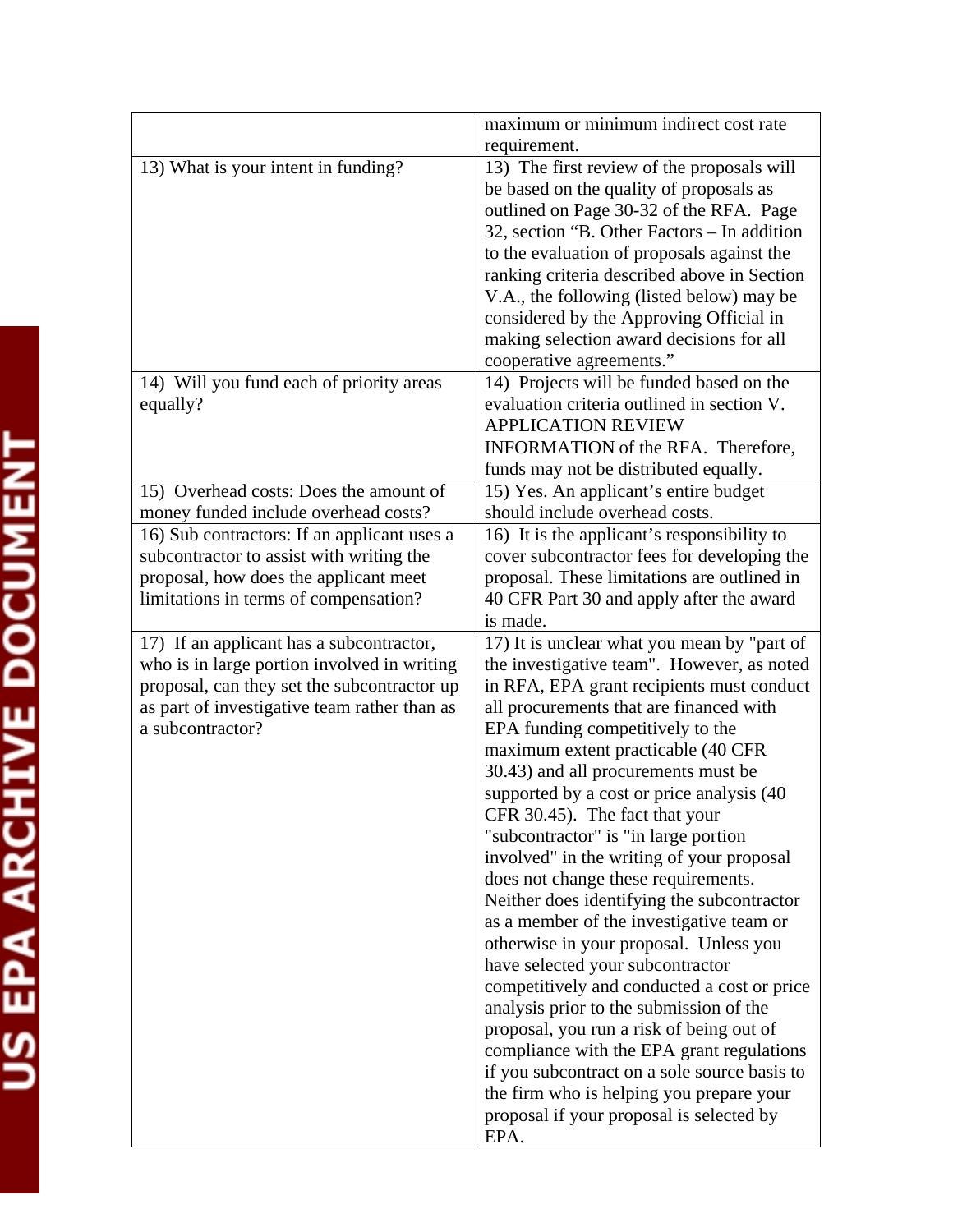| | |
|---|---|
| | maximum or minimum indirect cost rate requirement. |
| 13) What is your intent in funding? | 13) The first review of the proposals will be based on the quality of proposals as outlined on Page 30-32 of the RFA. Page 32, section "B. Other Factors – In addition to the evaluation of proposals against the ranking criteria described above in Section V.A., the following (listed below) may be considered by the Approving Official in making selection award decisions for all cooperative agreements." |
| 14) Will you fund each of priority areas equally? | 14) Projects will be funded based on the evaluation criteria outlined in section V. APPLICATION REVIEW INFORMATION of the RFA. Therefore, funds may not be distributed equally. |
| 15) Overhead costs: Does the amount of money funded include overhead costs? | 15) Yes. An applicant's entire budget should include overhead costs. |
| 16) Sub contractors: If an applicant uses a subcontractor to assist with writing the proposal, how does the applicant meet limitations in terms of compensation? | 16) It is the applicant's responsibility to cover subcontractor fees for developing the proposal. These limitations are outlined in 40 CFR Part 30 and apply after the award is made. |
| 17) If an applicant has a subcontractor, who is in large portion involved in writing proposal, can they set the subcontractor up as part of investigative team rather than as a subcontractor? | 17) It is unclear what you mean by "part of the investigative team". However, as noted in RFA, EPA grant recipients must conduct all procurements that are financed with EPA funding competitively to the maximum extent practicable (40 CFR 30.43) and all procurements must be supported by a cost or price analysis (40 CFR 30.45). The fact that your "subcontractor" is "in large portion involved" in the writing of your proposal does not change these requirements. Neither does identifying the subcontractor as a member of the investigative team or otherwise in your proposal. Unless you have selected your subcontractor competitively and conducted a cost or price analysis prior to the submission of the proposal, you run a risk of being out of compliance with the EPA grant regulations if you subcontract on a sole source basis to the firm who is helping you prepare your proposal if your proposal is selected by EPA. |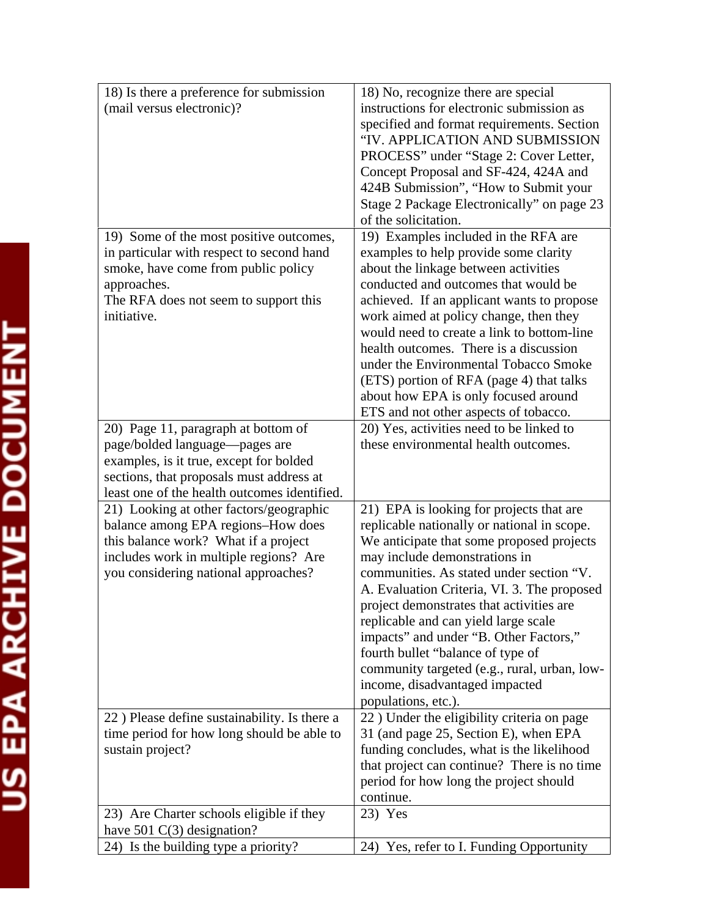| | |
|---|---|
| 18) Is there a preference for submission (mail versus electronic)? | 18) No, recognize there are special instructions for electronic submission as specified and format requirements. Section "IV. APPLICATION AND SUBMISSION PROCESS" under "Stage 2: Cover Letter, Concept Proposal and SF-424, 424A and 424B Submission", "How to Submit your Stage 2 Package Electronically" on page 23 of the solicitation. |
| 19) Some of the most positive outcomes, in particular with respect to second hand smoke, have come from public policy approaches. The RFA does not seem to support this initiative. | 19) Examples included in the RFA are examples to help provide some clarity about the linkage between activities conducted and outcomes that would be achieved. If an applicant wants to propose work aimed at policy change, then they would need to create a link to bottom-line health outcomes. There is a discussion under the Environmental Tobacco Smoke (ETS) portion of RFA (page 4) that talks about how EPA is only focused around ETS and not other aspects of tobacco. |
| 20) Page 11, paragraph at bottom of page/bolded language—pages are examples, is it true, except for bolded sections, that proposals must address at least one of the health outcomes identified. | 20) Yes, activities need to be linked to these environmental health outcomes. |
| 21) Looking at other factors/geographic balance among EPA regions–How does this balance work? What if a project includes work in multiple regions? Are you considering national approaches? | 21) EPA is looking for projects that are replicable nationally or national in scope. We anticipate that some proposed projects may include demonstrations in communities. As stated under section "V. A. Evaluation Criteria, VI. 3. The proposed project demonstrates that activities are replicable and can yield large scale impacts" and under "B. Other Factors," fourth bullet "balance of type of community targeted (e.g., rural, urban, low-income, disadvantaged impacted populations, etc.). |
| 22 ) Please define sustainability. Is there a time period for how long should be able to sustain project? | 22 ) Under the eligibility criteria on page 31 (and page 25, Section E), when EPA funding concludes, what is the likelihood that project can continue? There is no time period for how long the project should continue. |
| 23) Are Charter schools eligible if they have 501 C(3) designation? | 23) Yes |
| 24) Is the building type a priority? | 24) Yes, refer to I. Funding Opportunity |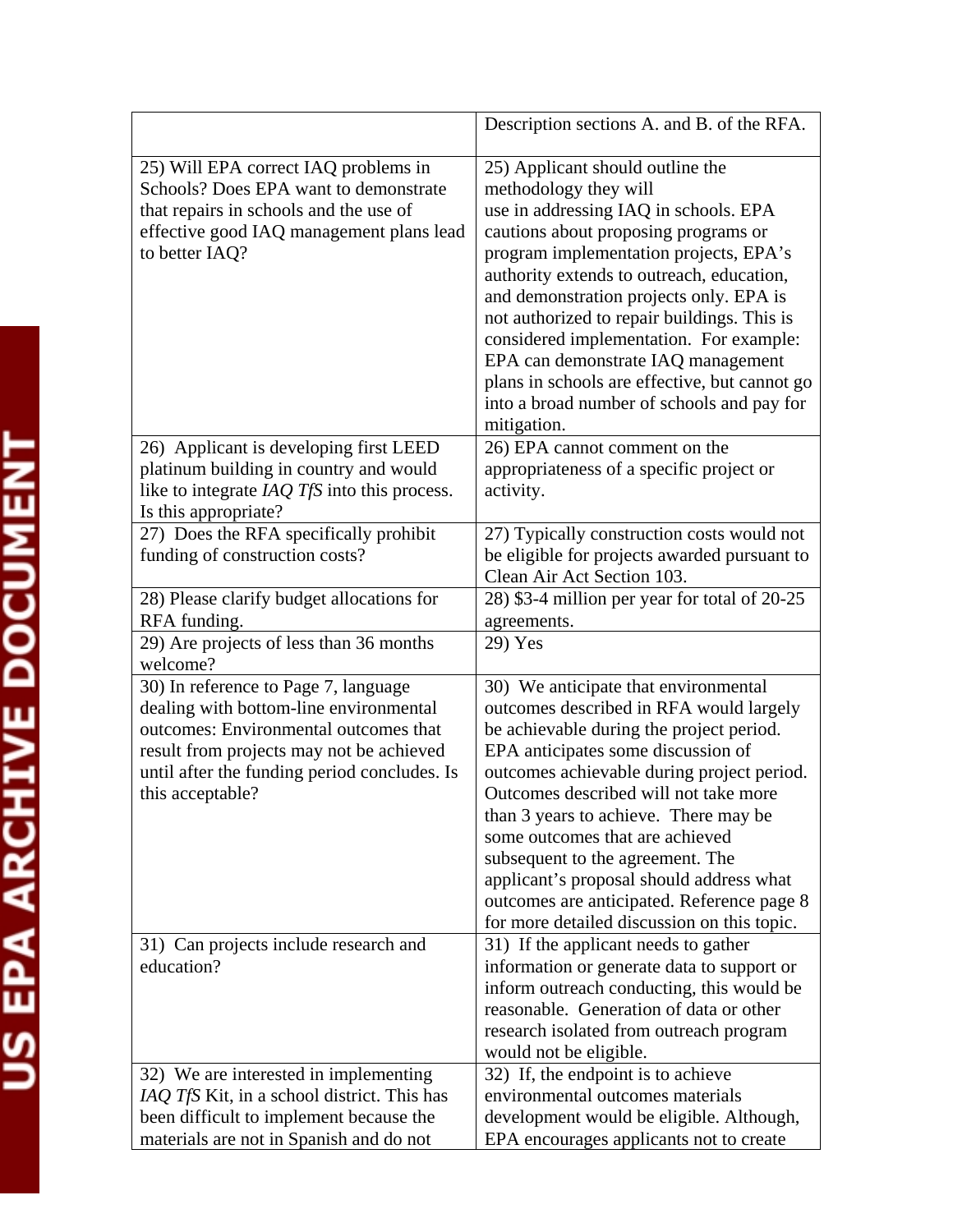| | |
|---|---|
| | Description sections A. and B. of the RFA. |
| 25) Will EPA correct IAQ problems in Schools? Does EPA want to demonstrate that repairs in schools and the use of effective good IAQ management plans lead to better IAQ? | 25) Applicant should outline the methodology they will use in addressing IAQ in schools. EPA cautions about proposing programs or program implementation projects, EPA's authority extends to outreach, education, and demonstration projects only. EPA is not authorized to repair buildings. This is considered implementation. For example: EPA can demonstrate IAQ management plans in schools are effective, but cannot go into a broad number of schools and pay for mitigation. |
| 26) Applicant is developing first LEED platinum building in country and would like to integrate *IAQ TfS* into this process. Is this appropriate? | 26) EPA cannot comment on the appropriateness of a specific project or activity. |
| 27) Does the RFA specifically prohibit funding of construction costs? | 27) Typically construction costs would not be eligible for projects awarded pursuant to Clean Air Act Section 103. |
| 28) Please clarify budget allocations for RFA funding. | 28) $3-4 million per year for total of 20-25 agreements. |
| 29) Are projects of less than 36 months welcome? | 29) Yes |
| 30) In reference to Page 7, language dealing with bottom-line environmental outcomes: Environmental outcomes that result from projects may not be achieved until after the funding period concludes. Is this acceptable? | 30) We anticipate that environmental outcomes described in RFA would largely be achievable during the project period. EPA anticipates some discussion of outcomes achievable during project period. Outcomes described will not take more than 3 years to achieve. There may be some outcomes that are achieved subsequent to the agreement. The applicant's proposal should address what outcomes are anticipated. Reference page 8 for more detailed discussion on this topic. |
| 31) Can projects include research and education? | 31) If the applicant needs to gather information or generate data to support or inform outreach conducting, this would be reasonable. Generation of data or other research isolated from outreach program would not be eligible. |
| 32) We are interested in implementing *IAQ TfS* Kit, in a school district. This has been difficult to implement because the materials are not in Spanish and do not | 32) If, the endpoint is to achieve environmental outcomes materials development would be eligible. Although, EPA encourages applicants not to create |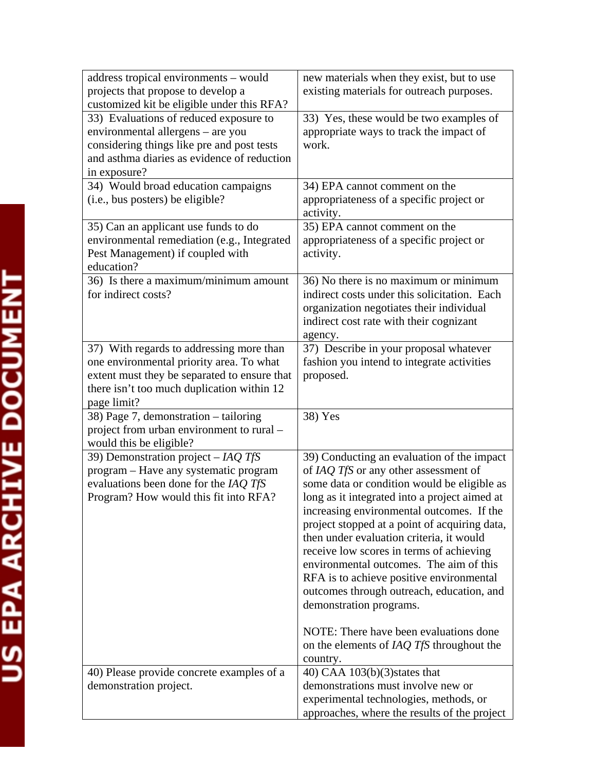| | |
|---|---|
| address tropical environments – would projects that propose to develop a customized kit be eligible under this RFA? | new materials when they exist, but to use existing materials for outreach purposes. |
| 33) Evaluations of reduced exposure to environmental allergens – are you considering things like pre and post tests and asthma diaries as evidence of reduction in exposure? | 33) Yes, these would be two examples of appropriate ways to track the impact of work. |
| 34) Would broad education campaigns (i.e., bus posters) be eligible? | 34) EPA cannot comment on the appropriateness of a specific project or activity. |
| 35) Can an applicant use funds to do environmental remediation (e.g., Integrated Pest Management) if coupled with education? | 35) EPA cannot comment on the appropriateness of a specific project or activity. |
| 36) Is there a maximum/minimum amount for indirect costs? | 36) No there is no maximum or minimum indirect costs under this solicitation. Each organization negotiates their individual indirect cost rate with their cognizant agency. |
| 37) With regards to addressing more than one environmental priority area. To what extent must they be separated to ensure that there isn't too much duplication within 12 page limit? | 37) Describe in your proposal whatever fashion you intend to integrate activities proposed. |
| 38) Page 7, demonstration – tailoring project from urban environment to rural – would this be eligible? | 38) Yes |
| 39) Demonstration project – *IAQ TfS* program – Have any systematic program evaluations been done for the *IAQ TfS* Program? How would this fit into RFA? | 39) Conducting an evaluation of the impact of *IAQ TfS* or any other assessment of some data or condition would be eligible as long as it integrated into a project aimed at increasing environmental outcomes. If the project stopped at a point of acquiring data, then under evaluation criteria, it would receive low scores in terms of achieving environmental outcomes. The aim of this RFA is to achieve positive environmental outcomes through outreach, education, and demonstration programs.<br><br>NOTE: There have been evaluations done on the elements of *IAQ TfS* throughout the country. |
| 40) Please provide concrete examples of a demonstration project. | 40) CAA 103(b)(3)states that demonstrations must involve new or experimental technologies, methods, or approaches, where the results of the project |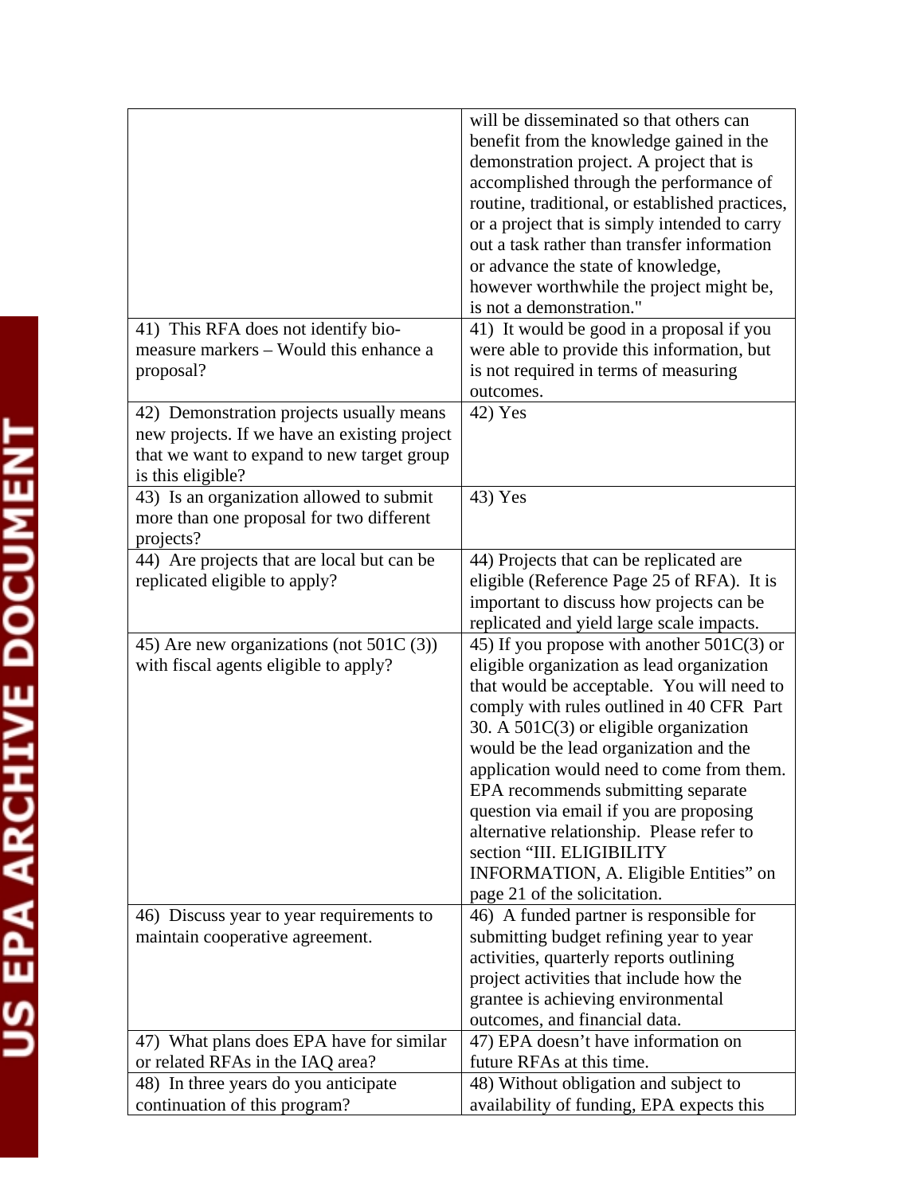| | |
|---|---|
| | will be disseminated so that others can benefit from the knowledge gained in the demonstration project. A project that is accomplished through the performance of routine, traditional, or established practices, or a project that is simply intended to carry out a task rather than transfer information or advance the state of knowledge, however worthwhile the project might be, is not a demonstration." |
| 41) This RFA does not identify bio-measure markers – Would this enhance a proposal? | 41) It would be good in a proposal if you were able to provide this information, but is not required in terms of measuring outcomes. |
| 42) Demonstration projects usually means new projects. If we have an existing project that we want to expand to new target group is this eligible? | 42) Yes |
| 43) Is an organization allowed to submit more than one proposal for two different projects? | 43) Yes |
| 44) Are projects that are local but can be replicated eligible to apply? | 44) Projects that can be replicated are eligible (Reference Page 25 of RFA). It is important to discuss how projects can be replicated and yield large scale impacts. |
| 45) Are new organizations (not 501C (3)) with fiscal agents eligible to apply? | 45) If you propose with another 501C(3) or eligible organization as lead organization that would be acceptable. You will need to comply with rules outlined in 40 CFR Part 30. A 501C(3) or eligible organization would be the lead organization and the application would need to come from them. EPA recommends submitting separate question via email if you are proposing alternative relationship. Please refer to section "III. ELIGIBILITY INFORMATION, A. Eligible Entities" on page 21 of the solicitation. |
| 46) Discuss year to year requirements to maintain cooperative agreement. | 46) A funded partner is responsible for submitting budget refining year to year activities, quarterly reports outlining project activities that include how the grantee is achieving environmental outcomes, and financial data. |
| 47) What plans does EPA have for similar or related RFAs in the IAQ area? | 47) EPA doesn't have information on future RFAs at this time. |
| 48) In three years do you anticipate continuation of this program? | 48) Without obligation and subject to availability of funding, EPA expects this |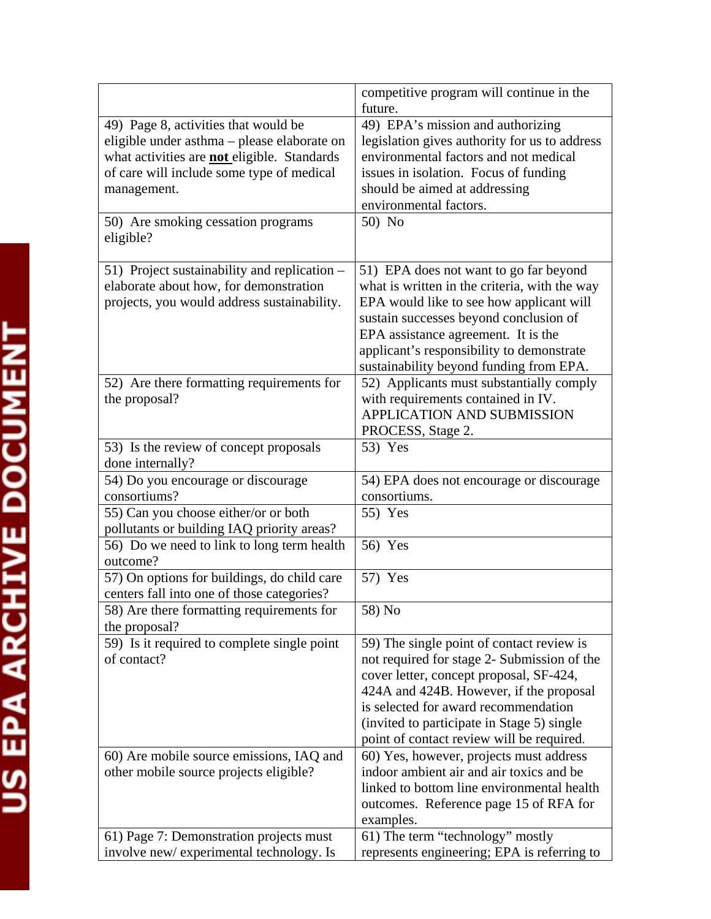| | |
|---|---|
| | competitive program will continue in the future. |
| 49) Page 8, activities that would be eligible under asthma – please elaborate on what activities are **not** eligible. Standards of care will include some type of medical management. | 49) EPA's mission and authorizing legislation gives authority for us to address environmental factors and not medical issues in isolation. Focus of funding should be aimed at addressing environmental factors. |
| 50) Are smoking cessation programs eligible? | 50) No |
| 51) Project sustainability and replication – elaborate about how, for demonstration projects, you would address sustainability. | 51) EPA does not want to go far beyond what is written in the criteria, with the way EPA would like to see how applicant will sustain successes beyond conclusion of EPA assistance agreement. It is the applicant's responsibility to demonstrate sustainability beyond funding from EPA. |
| 52) Are there formatting requirements for the proposal? | 52) Applicants must substantially comply with requirements contained in IV. APPLICATION AND SUBMISSION PROCESS, Stage 2. |
| 53) Is the review of concept proposals done internally? | 53) Yes |
| 54) Do you encourage or discourage consortiums? | 54) EPA does not encourage or discourage consortiums. |
| 55) Can you choose either/or or both pollutants or building IAQ priority areas? | 55) Yes |
| 56) Do we need to link to long term health outcome? | 56) Yes |
| 57) On options for buildings, do child care centers fall into one of those categories? | 57) Yes |
| 58) Are there formatting requirements for the proposal? | 58) No |
| 59) Is it required to complete single point of contact? | 59) The single point of contact review is not required for stage 2- Submission of the cover letter, concept proposal, SF-424, 424A and 424B. However, if the proposal is selected for award recommendation (invited to participate in Stage 5) single point of contact review will be required. |
| 60) Are mobile source emissions, IAQ and other mobile source projects eligible? | 60) Yes, however, projects must address indoor ambient air and air toxics and be linked to bottom line environmental health outcomes. Reference page 15 of RFA for examples. |
| 61) Page 7: Demonstration projects must involve new/ experimental technology. Is | 61) The term "technology" mostly represents engineering; EPA is referring to |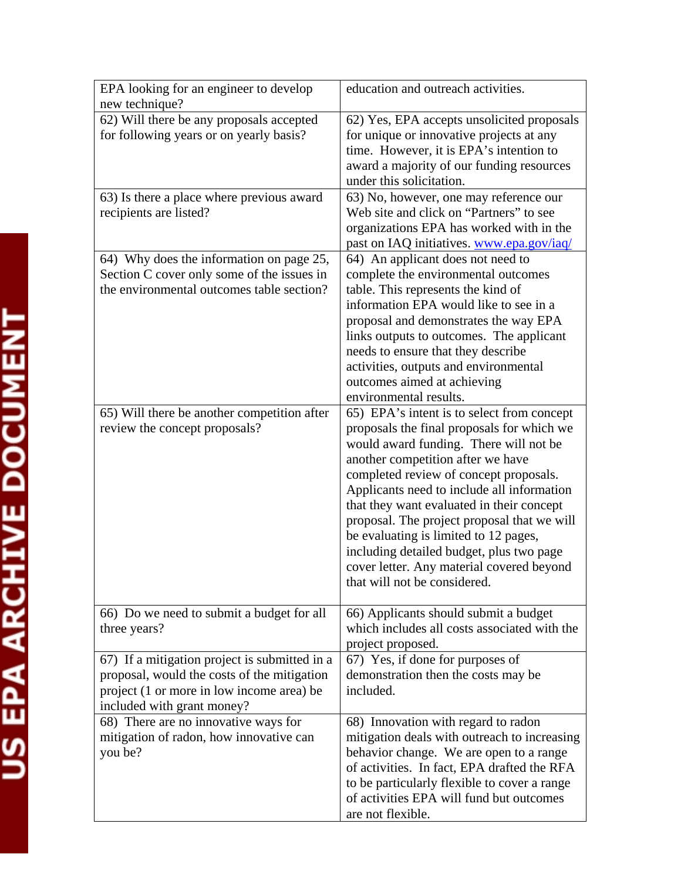| | |
|---|---|
| EPA looking for an engineer to develop new technique? | education and outreach activities. |
| 62) Will there be any proposals accepted for following years or on yearly basis? | 62) Yes, EPA accepts unsolicited proposals for unique or innovative projects at any time. However, it is EPA's intention to award a majority of our funding resources under this solicitation. |
| 63) Is there a place where previous award recipients are listed? | 63) No, however, one may reference our Web site and click on "Partners" to see organizations EPA has worked with in the past on IAQ initiatives. www.epa.gov/iaq/ |
| 64) Why does the information on page 25, Section C cover only some of the issues in the environmental outcomes table section? | 64) An applicant does not need to complete the environmental outcomes table. This represents the kind of information EPA would like to see in a proposal and demonstrates the way EPA links outputs to outcomes. The applicant needs to ensure that they describe activities, outputs and environmental outcomes aimed at achieving environmental results. |
| 65) Will there be another competition after review the concept proposals? | 65) EPA's intent is to select from concept proposals the final proposals for which we would award funding. There will not be another competition after we have completed review of concept proposals. Applicants need to include all information that they want evaluated in their concept proposal. The project proposal that we will be evaluating is limited to 12 pages, including detailed budget, plus two page cover letter. Any material covered beyond that will not be considered. |
| 66) Do we need to submit a budget for all three years? | 66) Applicants should submit a budget which includes all costs associated with the project proposed. |
| 67) If a mitigation project is submitted in a proposal, would the costs of the mitigation project (1 or more in low income area) be included with grant money? | 67) Yes, if done for purposes of demonstration then the costs may be included. |
| 68) There are no innovative ways for mitigation of radon, how innovative can you be? | 68) Innovation with regard to radon mitigation deals with outreach to increasing behavior change. We are open to a range of activities. In fact, EPA drafted the RFA to be particularly flexible to cover a range of activities EPA will fund but outcomes are not flexible. |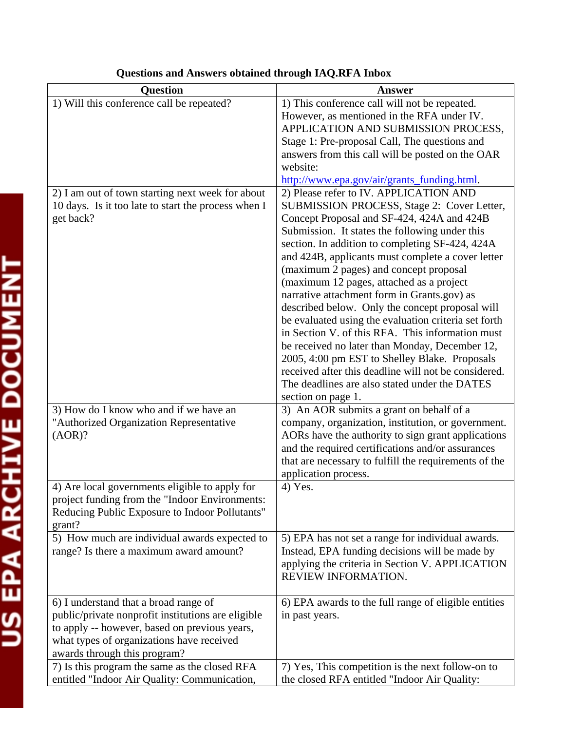**Questions and Answers obtained through IAQ.RFA Inbox**

| Question | Answer |
|---|---|
| 1) Will this conference call be repeated? | 1) This conference call will not be repeated. However, as mentioned in the RFA under IV. APPLICATION AND SUBMISSION PROCESS, Stage 1: Pre-proposal Call, The questions and answers from this call will be posted on the OAR website: http://www.epa.gov/air/grants_funding.html. |
| 2) I am out of town starting next week for about 10 days. Is it too late to start the process when I get back? | 2) Please refer to IV. APPLICATION AND SUBMISSION PROCESS, Stage 2: Cover Letter, Concept Proposal and SF-424, 424A and 424B Submission. It states the following under this section. In addition to completing SF-424, 424A and 424B, applicants must complete a cover letter (maximum 2 pages) and concept proposal (maximum 12 pages, attached as a project narrative attachment form in Grants.gov) as described below. Only the concept proposal will be evaluated using the evaluation criteria set forth in Section V. of this RFA. This information must be received no later than Monday, December 12, 2005, 4:00 pm EST to Shelley Blake. Proposals received after this deadline will not be considered. The deadlines are also stated under the DATES section on page 1. |
| 3) How do I know who and if we have an "Authorized Organization Representative (AOR)? | 3) An AOR submits a grant on behalf of a company, organization, institution, or government. AORs have the authority to sign grant applications and the required certifications and/or assurances that are necessary to fulfill the requirements of the application process. |
| 4) Are local governments eligible to apply for project funding from the "Indoor Environments: Reducing Public Exposure to Indoor Pollutants" grant? | 4) Yes. |
| 5) How much are individual awards expected to range? Is there a maximum award amount? | 5) EPA has not set a range for individual awards. Instead, EPA funding decisions will be made by applying the criteria in Section V. APPLICATION REVIEW INFORMATION. |
| 6) I understand that a broad range of public/private nonprofit institutions are eligible to apply -- however, based on previous years, what types of organizations have received awards through this program? | 6) EPA awards to the full range of eligible entities in past years. |
| 7) Is this program the same as the closed RFA entitled "Indoor Air Quality: Communication, | 7) Yes, This competition is the next follow-on to the closed RFA entitled "Indoor Air Quality: |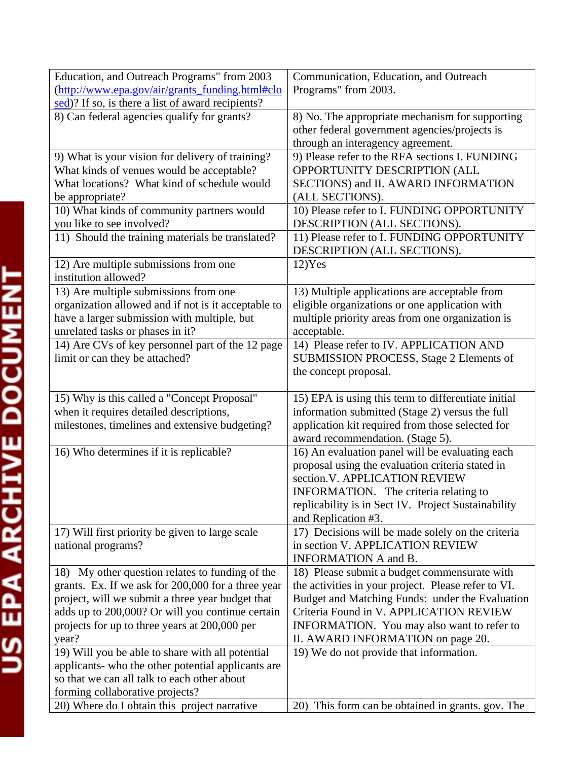| | |
|---|---|
| Education, and Outreach Programs" from 2003 (http://www.epa.gov/air/grants_funding.html#closed)? If so, is there a list of award recipients? | Communication, Education, and Outreach Programs" from 2003. |
| 8) Can federal agencies qualify for grants? | 8) No. The appropriate mechanism for supporting other federal government agencies/projects is through an interagency agreement. |
| 9) What is your vision for delivery of training? What kinds of venues would be acceptable? What locations? What kind of schedule would be appropriate? | 9) Please refer to the RFA sections I. FUNDING OPPORTUNITY DESCRIPTION (ALL SECTIONS) and II. AWARD INFORMATION (ALL SECTIONS). |
| 10) What kinds of community partners would you like to see involved? | 10) Please refer to I. FUNDING OPPORTUNITY DESCRIPTION (ALL SECTIONS). |
| 11) Should the training materials be translated? | 11) Please refer to I. FUNDING OPPORTUNITY DESCRIPTION (ALL SECTIONS). |
| 12) Are multiple submissions from one institution allowed? | 12)Yes |
| 13) Are multiple submissions from one organization allowed and if not is it acceptable to have a larger submission with multiple, but unrelated tasks or phases in it? | 13) Multiple applications are acceptable from eligible organizations or one application with multiple priority areas from one organization is acceptable. |
| 14) Are CVs of key personnel part of the 12 page limit or can they be attached? | 14) Please refer to IV. APPLICATION AND SUBMISSION PROCESS, Stage 2 Elements of the concept proposal. |
| 15) Why is this called a "Concept Proposal" when it requires detailed descriptions, milestones, timelines and extensive budgeting? | 15) EPA is using this term to differentiate initial information submitted (Stage 2) versus the full application kit required from those selected for award recommendation. (Stage 5). |
| 16) Who determines if it is replicable? | 16) An evaluation panel will be evaluating each proposal using the evaluation criteria stated in section.V. APPLICATION REVIEW INFORMATION. The criteria relating to replicability is in Sect IV. Project Sustainability and Replication #3. |
| 17) Will first priority be given to large scale national programs? | 17) Decisions will be made solely on the criteria in section V. APPLICATION REVIEW INFORMATION A and B. |
| 18) My other question relates to funding of the grants. Ex. If we ask for 200,000 for a three year project, will we submit a three year budget that adds up to 200,000? Or will you continue certain projects for up to three years at 200,000 per year? | 18) Please submit a budget commensurate with the activities in your project. Please refer to VI. Budget and Matching Funds: under the Evaluation Criteria Found in V. APPLICATION REVIEW INFORMATION. You may also want to refer to II. AWARD INFORMATION on page 20. |
| 19) Will you be able to share with all potential applicants- who the other potential applicants are so that we can all talk to each other about forming collaborative projects? | 19) We do not provide that information. |
| 20) Where do I obtain this project narrative | 20) This form can be obtained in grants. gov. The |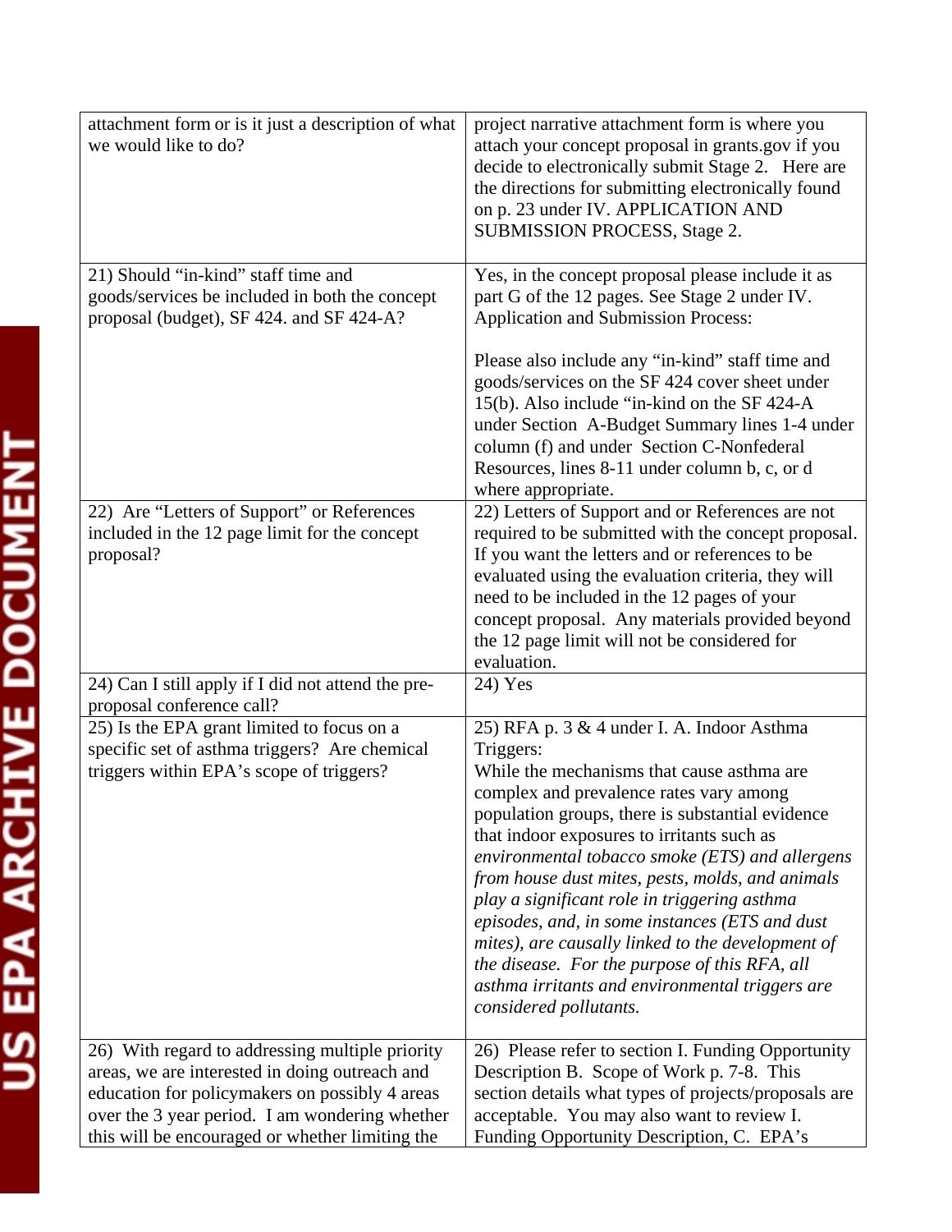| | |
|---|---|
| attachment form or is it just a description of what we would like to do? | project narrative attachment form is where you attach your concept proposal in grants.gov if you decide to electronically submit Stage 2. Here are the directions for submitting electronically found on p. 23 under IV. APPLICATION AND SUBMISSION PROCESS, Stage 2. |
| 21) Should "in-kind" staff time and goods/services be included in both the concept proposal (budget), SF 424. and SF 424-A? | Yes, in the concept proposal please include it as part G of the 12 pages. See Stage 2 under IV. Application and Submission Process:<br><br>Please also include any "in-kind" staff time and goods/services on the SF 424 cover sheet under 15(b). Also include "in-kind on the SF 424-A under Section A-Budget Summary lines 1-4 under column (f) and under Section C-Nonfederal Resources, lines 8-11 under column b, c, or d where appropriate. |
| 22) Are "Letters of Support" or References included in the 12 page limit for the concept proposal? | 22) Letters of Support and or References are not required to be submitted with the concept proposal. If you want the letters and or references to be evaluated using the evaluation criteria, they will need to be included in the 12 pages of your concept proposal. Any materials provided beyond the 12 page limit will not be considered for evaluation. |
| 24) Can I still apply if I did not attend the pre-proposal conference call? | 24) Yes |
| 25) Is the EPA grant limited to focus on a specific set of asthma triggers? Are chemical triggers within EPA's scope of triggers? | 25) RFA p. 3 & 4 under I. A. Indoor Asthma Triggers:<br>While the mechanisms that cause asthma are complex and prevalence rates vary among population groups, there is substantial evidence that indoor exposures to irritants such as *environmental tobacco smoke (ETS) and allergens from house dust mites, pests, molds, and animals play a significant role in triggering asthma episodes, and, in some instances (ETS and dust mites), are causally linked to the development of the disease. For the purpose of this RFA, all asthma irritants and environmental triggers are considered pollutants.* |
| 26) With regard to addressing multiple priority areas, we are interested in doing outreach and education for policymakers on possibly 4 areas over the 3 year period. I am wondering whether this will be encouraged or whether limiting the | 26) Please refer to section I. Funding Opportunity Description B. Scope of Work p. 7-8. This section details what types of projects/proposals are acceptable. You may also want to review I. Funding Opportunity Description, C. EPA's |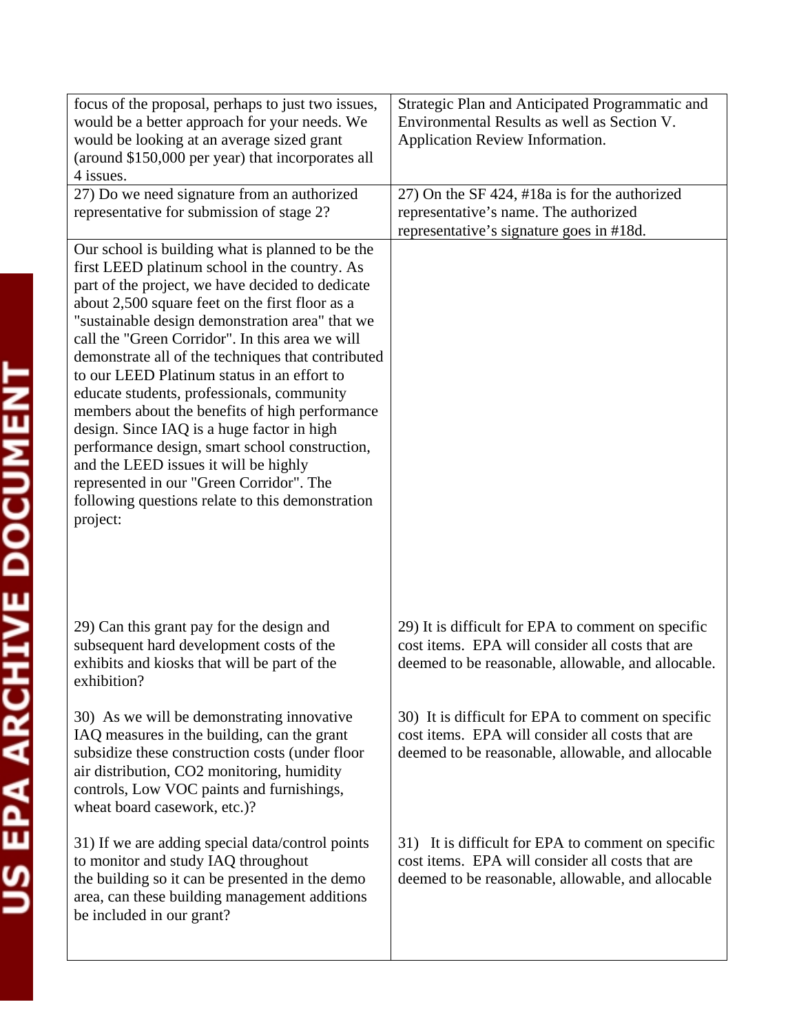| | |
|---|---|
| focus of the proposal, perhaps to just two issues, would be a better approach for your needs. We would be looking at an average sized grant (around $150,000 per year) that incorporates all 4 issues. | Strategic Plan and Anticipated Programmatic and Environmental Results as well as Section V. Application Review Information. |
| 27) Do we need signature from an authorized representative for submission of stage 2? | 27) On the SF 424, #18a is for the authorized representative's name. The authorized representative's signature goes in #18d. |
| Our school is building what is planned to be the first LEED platinum school in the country. As part of the project, we have decided to dedicate about 2,500 square feet on the first floor as a "sustainable design demonstration area" that we call the "Green Corridor". In this area we will demonstrate all of the techniques that contributed to our LEED Platinum status in an effort to educate students, professionals, community members about the benefits of high performance design. Since IAQ is a huge factor in high performance design, smart school construction, and the LEED issues it will be highly represented in our "Green Corridor". The following questions relate to this demonstration project: | |
| 29) Can this grant pay for the design and subsequent hard development costs of the exhibits and kiosks that will be part of the exhibition? | 29) It is difficult for EPA to comment on specific cost items. EPA will consider all costs that are deemed to be reasonable, allowable, and allocable. |
| 30) As we will be demonstrating innovative IAQ measures in the building, can the grant subsidize these construction costs (under floor air distribution, $CO_2$ monitoring, humidity controls, Low VOC paints and furnishings, wheat board casework, etc.)? | 30) It is difficult for EPA to comment on specific cost items. EPA will consider all costs that are deemed to be reasonable, allowable, and allocable |
| 31) If we are adding special data/control points to monitor and study IAQ throughout the building so it can be presented in the demo area, can these building management additions be included in our grant? | 31) It is difficult for EPA to comment on specific cost items. EPA will consider all costs that are deemed to be reasonable, allowable, and allocable |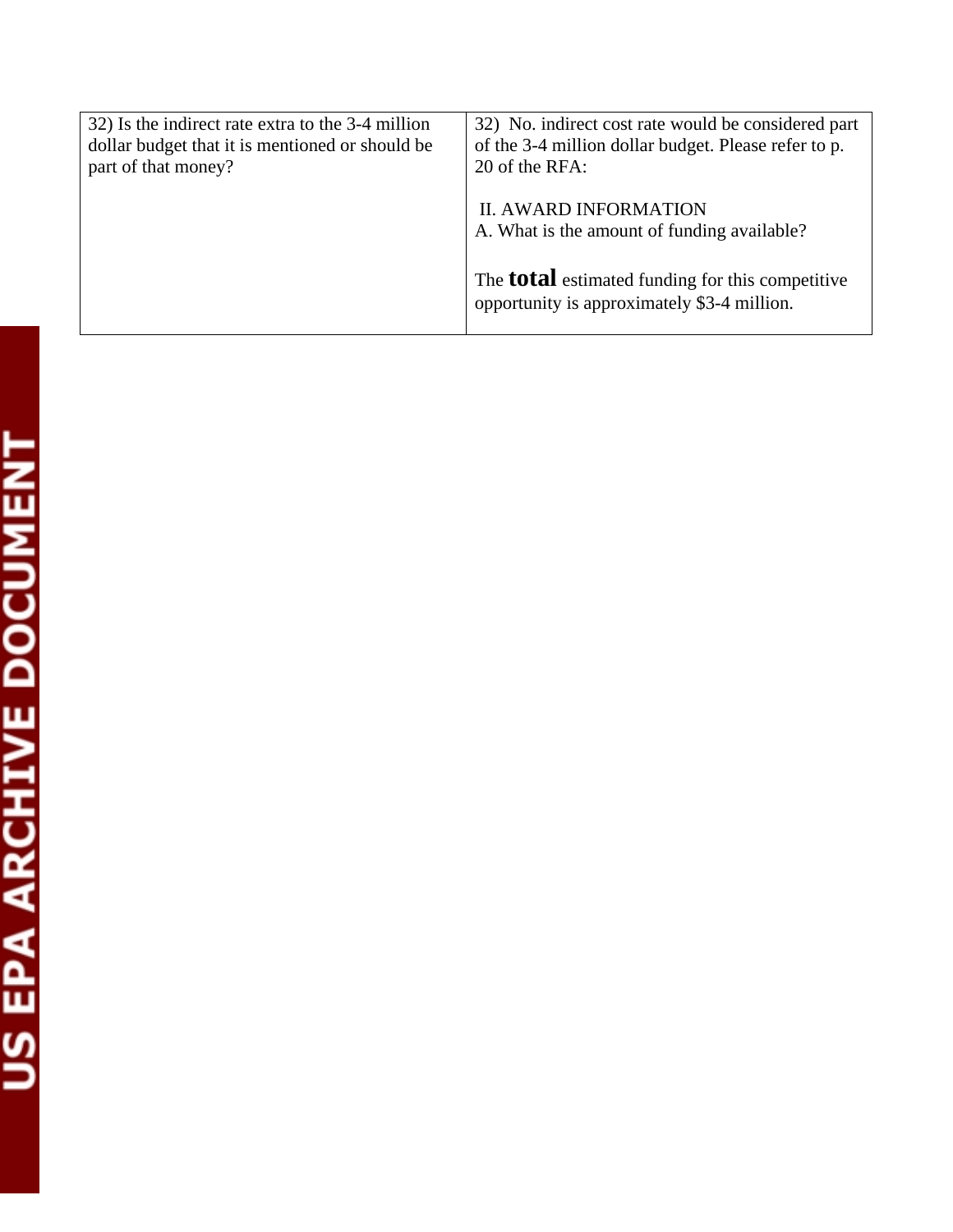| | |
|---|---|
| 32) Is the indirect rate extra to the 3-4 million dollar budget that it is mentioned or should be part of that money? | 32) No. indirect cost rate would be considered part of the 3-4 million dollar budget. Please refer to p. 20 of the RFA:<br><br>II. AWARD INFORMATION<br>A. What is the amount of funding available?<br><br>The **total** estimated funding for this competitive opportunity is approximately $3-4 million. |

US EPA ARCHIVE DOCUMENT